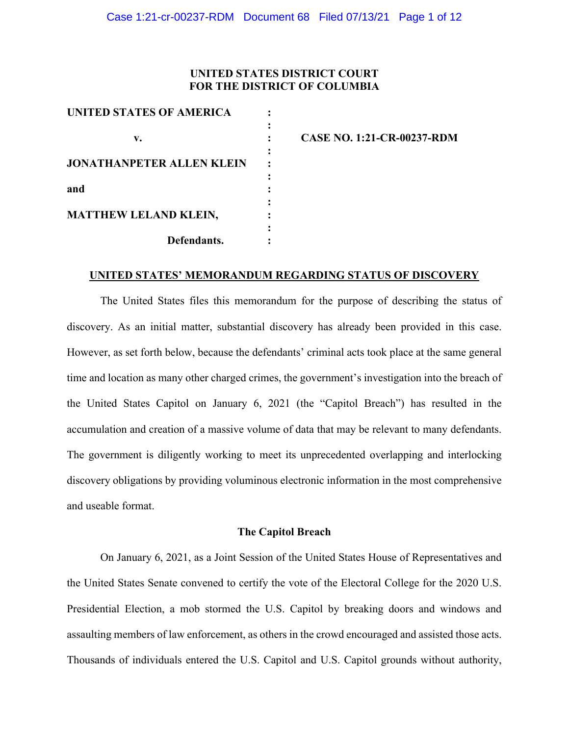**UNITED STATES DISTRICT COURT**
**FOR THE DISTRICT OF COLUMBIA**

| | | |
|---|---|---|
| **UNITED STATES OF AMERICA** | : | |
| | : | |
| **v.** | : | **CASE NO. 1:21-CR-00237-RDM** |
| | : | |
| **JONATHANPETER ALLEN KLEIN** | : | |
| | : | |
| **and** | : | |
| | : | |
| **MATTHEW LELAND KLEIN,** | : | |
| | : | |
| **Defendants.** | : | |

## UNITED STATES' MEMORANDUM REGARDING STATUS OF DISCOVERY

The United States files this memorandum for the purpose of describing the status of discovery. As an initial matter, substantial discovery has already been provided in this case. However, as set forth below, because the defendants' criminal acts took place at the same general time and location as many other charged crimes, the government's investigation into the breach of the United States Capitol on January 6, 2021 (the "Capitol Breach") has resulted in the accumulation and creation of a massive volume of data that may be relevant to many defendants. The government is diligently working to meet its unprecedented overlapping and interlocking discovery obligations by providing voluminous electronic information in the most comprehensive and useable format.

### The Capitol Breach

On January 6, 2021, as a Joint Session of the United States House of Representatives and the United States Senate convened to certify the vote of the Electoral College for the 2020 U.S. Presidential Election, a mob stormed the U.S. Capitol by breaking doors and windows and assaulting members of law enforcement, as others in the crowd encouraged and assisted those acts. Thousands of individuals entered the U.S. Capitol and U.S. Capitol grounds without authority,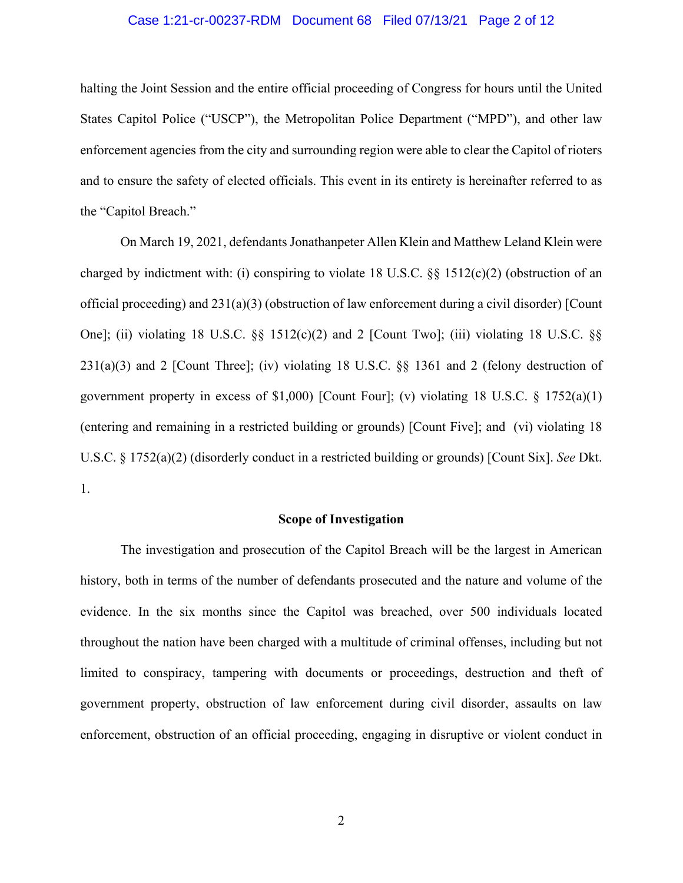halting the Joint Session and the entire official proceeding of Congress for hours until the United States Capitol Police ("USCP"), the Metropolitan Police Department ("MPD"), and other law enforcement agencies from the city and surrounding region were able to clear the Capitol of rioters and to ensure the safety of elected officials. This event in its entirety is hereinafter referred to as the "Capitol Breach."

On March 19, 2021, defendants Jonathanpeter Allen Klein and Matthew Leland Klein were charged by indictment with: (i) conspiring to violate 18 U.S.C. §§ 1512(c)(2) (obstruction of an official proceeding) and 231(a)(3) (obstruction of law enforcement during a civil disorder) [Count One]; (ii) violating 18 U.S.C. §§ 1512(c)(2) and 2 [Count Two]; (iii) violating 18 U.S.C. §§ 231(a)(3) and 2 [Count Three]; (iv) violating 18 U.S.C. §§ 1361 and 2 (felony destruction of government property in excess of $1,000) [Count Four]; (v) violating 18 U.S.C. § 1752(a)(1) (entering and remaining in a restricted building or grounds) [Count Five]; and (vi) violating 18 U.S.C. § 1752(a)(2) (disorderly conduct in a restricted building or grounds) [Count Six]. *See* Dkt. 1.

**Scope of Investigation**

The investigation and prosecution of the Capitol Breach will be the largest in American history, both in terms of the number of defendants prosecuted and the nature and volume of the evidence. In the six months since the Capitol was breached, over 500 individuals located throughout the nation have been charged with a multitude of criminal offenses, including but not limited to conspiracy, tampering with documents or proceedings, destruction and theft of government property, obstruction of law enforcement during civil disorder, assaults on law enforcement, obstruction of an official proceeding, engaging in disruptive or violent conduct in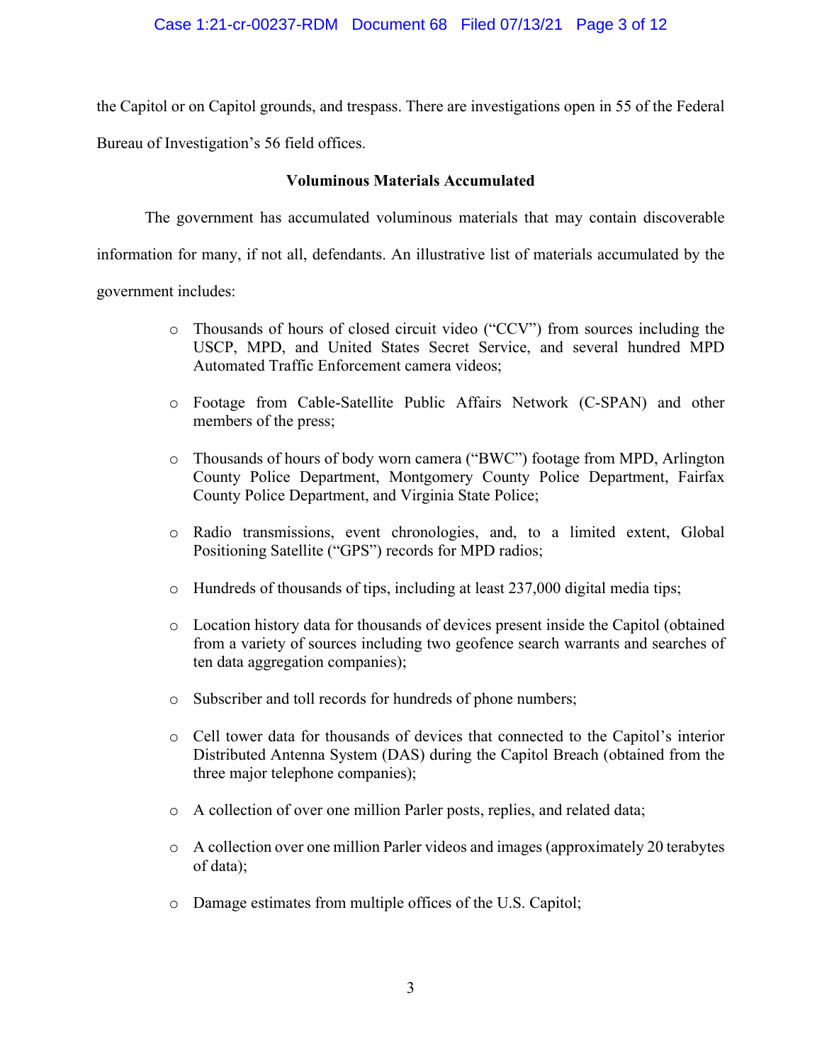the Capitol or on Capitol grounds, and trespass. There are investigations open in 55 of the Federal Bureau of Investigation's 56 field offices.

**Voluminous Materials Accumulated**

The government has accumulated voluminous materials that may contain discoverable information for many, if not all, defendants. An illustrative list of materials accumulated by the government includes:

- Thousands of hours of closed circuit video ("CCV") from sources including the USCP, MPD, and United States Secret Service, and several hundred MPD Automated Traffic Enforcement camera videos;
- Footage from Cable-Satellite Public Affairs Network (C-SPAN) and other members of the press;
- Thousands of hours of body worn camera ("BWC") footage from MPD, Arlington County Police Department, Montgomery County Police Department, Fairfax County Police Department, and Virginia State Police;
- Radio transmissions, event chronologies, and, to a limited extent, Global Positioning Satellite ("GPS") records for MPD radios;
- Hundreds of thousands of tips, including at least 237,000 digital media tips;
- Location history data for thousands of devices present inside the Capitol (obtained from a variety of sources including two geofence search warrants and searches of ten data aggregation companies);
- Subscriber and toll records for hundreds of phone numbers;
- Cell tower data for thousands of devices that connected to the Capitol's interior Distributed Antenna System (DAS) during the Capitol Breach (obtained from the three major telephone companies);
- A collection of over one million Parler posts, replies, and related data;
- A collection over one million Parler videos and images (approximately 20 terabytes of data);
- Damage estimates from multiple offices of the U.S. Capitol;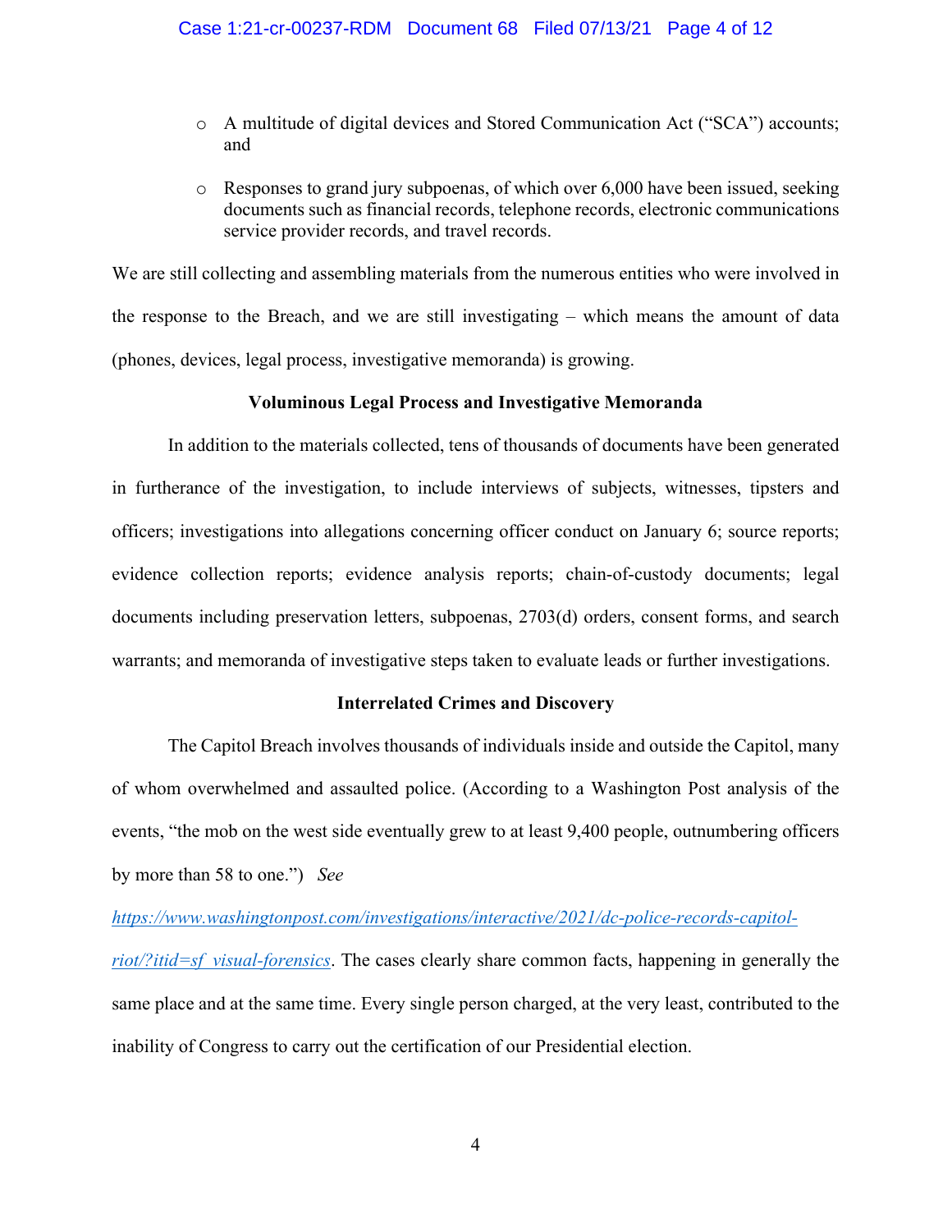- A multitude of digital devices and Stored Communication Act ("SCA") accounts; and
- Responses to grand jury subpoenas, of which over 6,000 have been issued, seeking documents such as financial records, telephone records, electronic communications service provider records, and travel records.

We are still collecting and assembling materials from the numerous entities who were involved in the response to the Breach, and we are still investigating – which means the amount of data (phones, devices, legal process, investigative memoranda) is growing.

**Voluminous Legal Process and Investigative Memoranda**

In addition to the materials collected, tens of thousands of documents have been generated in furtherance of the investigation, to include interviews of subjects, witnesses, tipsters and officers; investigations into allegations concerning officer conduct on January 6; source reports; evidence collection reports; evidence analysis reports; chain-of-custody documents; legal documents including preservation letters, subpoenas, 2703(d) orders, consent forms, and search warrants; and memoranda of investigative steps taken to evaluate leads or further investigations.

**Interrelated Crimes and Discovery**

The Capitol Breach involves thousands of individuals inside and outside the Capitol, many of whom overwhelmed and assaulted police. (According to a Washington Post analysis of the events, "the mob on the west side eventually grew to at least 9,400 people, outnumbering officers by more than 58 to one.") *See* *https://www.washingtonpost.com/investigations/interactive/2021/dc-police-records-capitol-riot/?itid=sf_visual-forensics*. The cases clearly share common facts, happening in generally the same place and at the same time. Every single person charged, at the very least, contributed to the inability of Congress to carry out the certification of our Presidential election.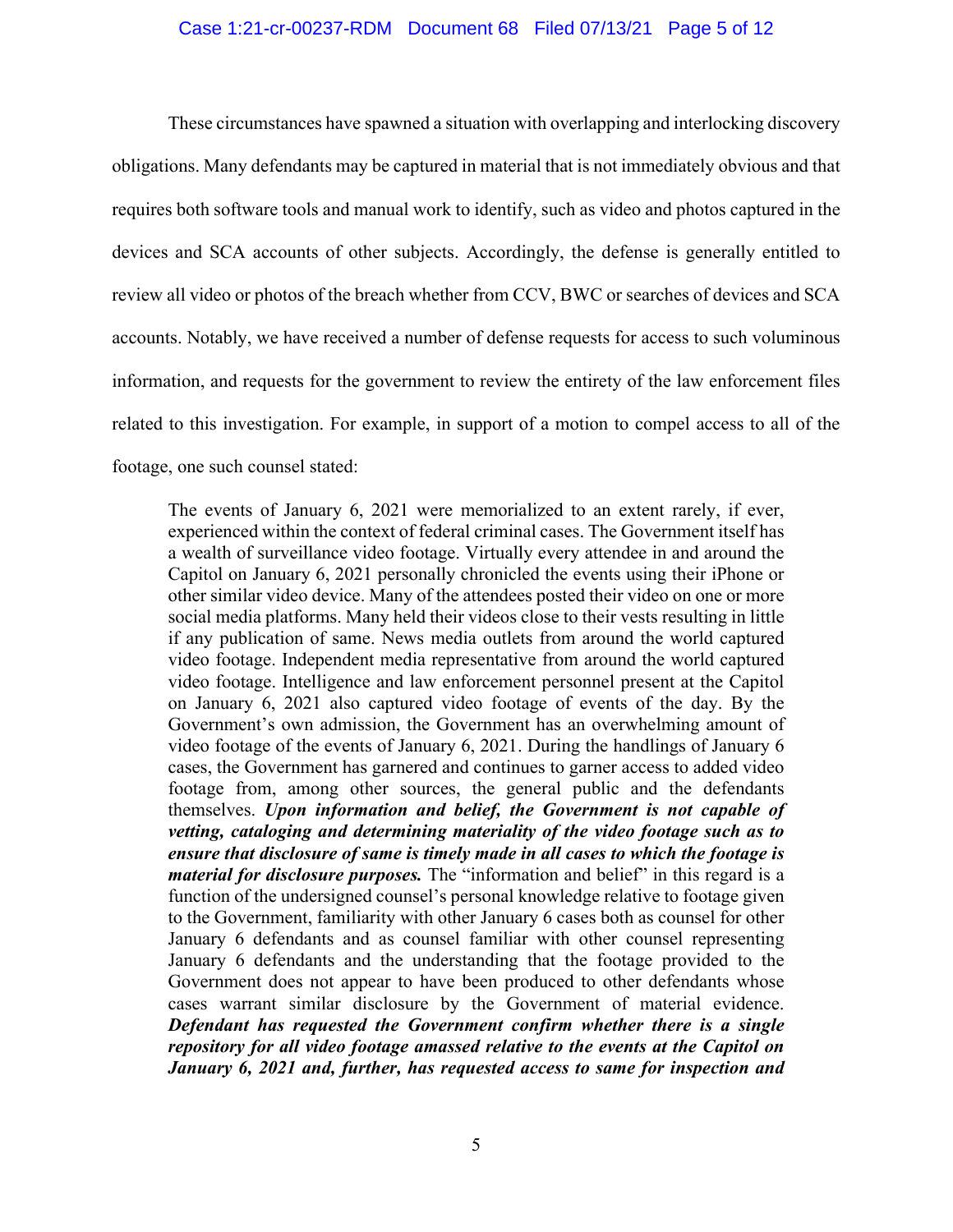These circumstances have spawned a situation with overlapping and interlocking discovery obligations. Many defendants may be captured in material that is not immediately obvious and that requires both software tools and manual work to identify, such as video and photos captured in the devices and SCA accounts of other subjects. Accordingly, the defense is generally entitled to review all video or photos of the breach whether from CCV, BWC or searches of devices and SCA accounts. Notably, we have received a number of defense requests for access to such voluminous information, and requests for the government to review the entirety of the law enforcement files related to this investigation. For example, in support of a motion to compel access to all of the footage, one such counsel stated:

> The events of January 6, 2021 were memorialized to an extent rarely, if ever, experienced within the context of federal criminal cases. The Government itself has a wealth of surveillance video footage. Virtually every attendee in and around the Capitol on January 6, 2021 personally chronicled the events using their iPhone or other similar video device. Many of the attendees posted their video on one or more social media platforms. Many held their videos close to their vests resulting in little if any publication of same. News media outlets from around the world captured video footage. Independent media representative from around the world captured video footage. Intelligence and law enforcement personnel present at the Capitol on January 6, 2021 also captured video footage of events of the day. By the Government's own admission, the Government has an overwhelming amount of video footage of the events of January 6, 2021. During the handlings of January 6 cases, the Government has garnered and continues to garner access to added video footage from, among other sources, the general public and the defendants themselves. ***Upon information and belief, the Government is not capable of vetting, cataloging and determining materiality of the video footage such as to ensure that disclosure of same is timely made in all cases to which the footage is material for disclosure purposes.*** The "information and belief" in this regard is a function of the undersigned counsel's personal knowledge relative to footage given to the Government, familiarity with other January 6 cases both as counsel for other January 6 defendants and as counsel familiar with other counsel representing January 6 defendants and the understanding that the footage provided to the Government does not appear to have been produced to other defendants whose cases warrant similar disclosure by the Government of material evidence. ***Defendant has requested the Government confirm whether there is a single repository for all video footage amassed relative to the events at the Capitol on January 6, 2021 and, further, has requested access to same for inspection and***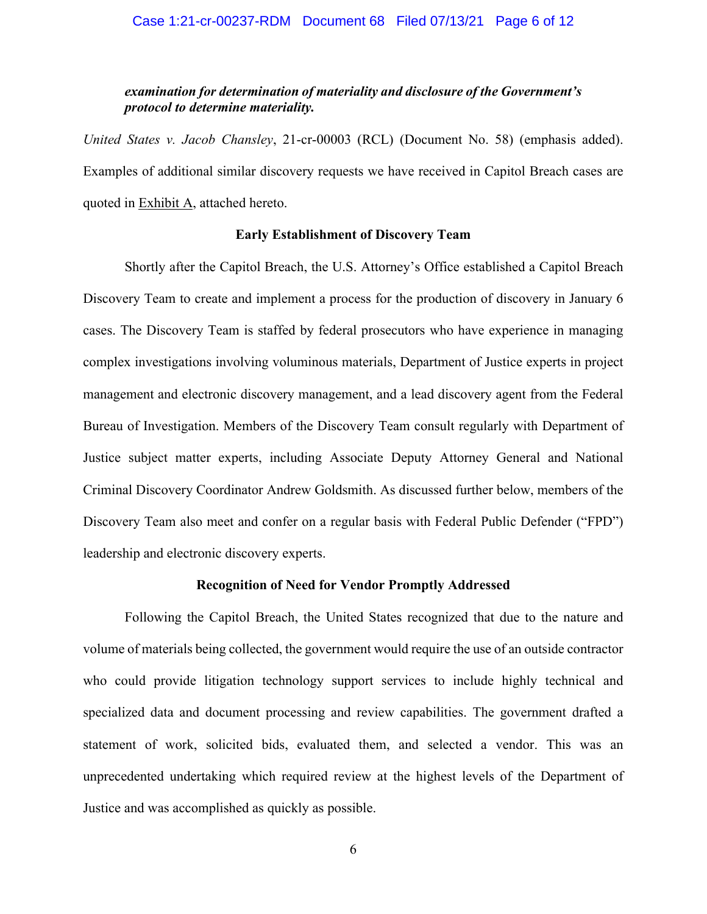***examination for determination of materiality and disclosure of the Government's protocol to determine materiality.***

*United States v. Jacob Chansley*, 21-cr-00003 (RCL) (Document No. 58) (emphasis added). Examples of additional similar discovery requests we have received in Capitol Breach cases are quoted in Exhibit A, attached hereto.

**Early Establishment of Discovery Team**

Shortly after the Capitol Breach, the U.S. Attorney's Office established a Capitol Breach Discovery Team to create and implement a process for the production of discovery in January 6 cases. The Discovery Team is staffed by federal prosecutors who have experience in managing complex investigations involving voluminous materials, Department of Justice experts in project management and electronic discovery management, and a lead discovery agent from the Federal Bureau of Investigation. Members of the Discovery Team consult regularly with Department of Justice subject matter experts, including Associate Deputy Attorney General and National Criminal Discovery Coordinator Andrew Goldsmith. As discussed further below, members of the Discovery Team also meet and confer on a regular basis with Federal Public Defender ("FPD") leadership and electronic discovery experts.

**Recognition of Need for Vendor Promptly Addressed**

Following the Capitol Breach, the United States recognized that due to the nature and volume of materials being collected, the government would require the use of an outside contractor who could provide litigation technology support services to include highly technical and specialized data and document processing and review capabilities. The government drafted a statement of work, solicited bids, evaluated them, and selected a vendor. This was an unprecedented undertaking which required review at the highest levels of the Department of Justice and was accomplished as quickly as possible.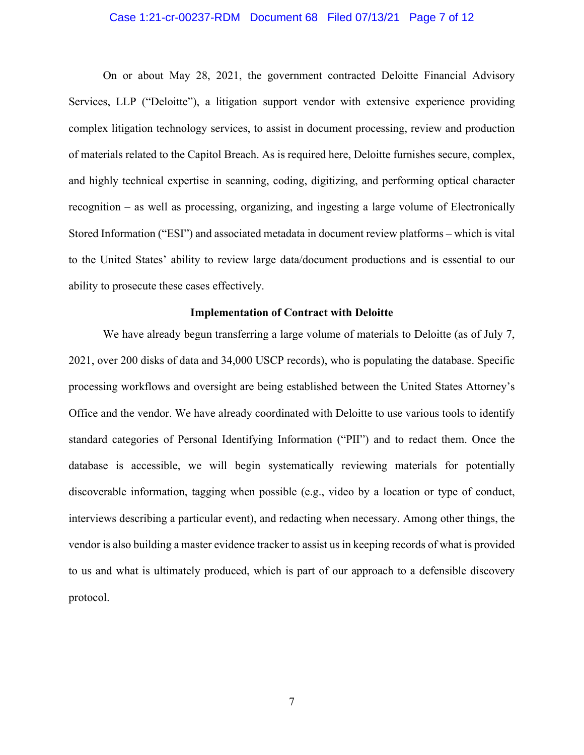On or about May 28, 2021, the government contracted Deloitte Financial Advisory Services, LLP ("Deloitte"), a litigation support vendor with extensive experience providing complex litigation technology services, to assist in document processing, review and production of materials related to the Capitol Breach. As is required here, Deloitte furnishes secure, complex, and highly technical expertise in scanning, coding, digitizing, and performing optical character recognition – as well as processing, organizing, and ingesting a large volume of Electronically Stored Information ("ESI") and associated metadata in document review platforms – which is vital to the United States' ability to review large data/document productions and is essential to our ability to prosecute these cases effectively.

**Implementation of Contract with Deloitte**

We have already begun transferring a large volume of materials to Deloitte (as of July 7, 2021, over 200 disks of data and 34,000 USCP records), who is populating the database. Specific processing workflows and oversight are being established between the United States Attorney's Office and the vendor. We have already coordinated with Deloitte to use various tools to identify standard categories of Personal Identifying Information ("PII") and to redact them. Once the database is accessible, we will begin systematically reviewing materials for potentially discoverable information, tagging when possible (e.g., video by a location or type of conduct, interviews describing a particular event), and redacting when necessary. Among other things, the vendor is also building a master evidence tracker to assist us in keeping records of what is provided to us and what is ultimately produced, which is part of our approach to a defensible discovery protocol.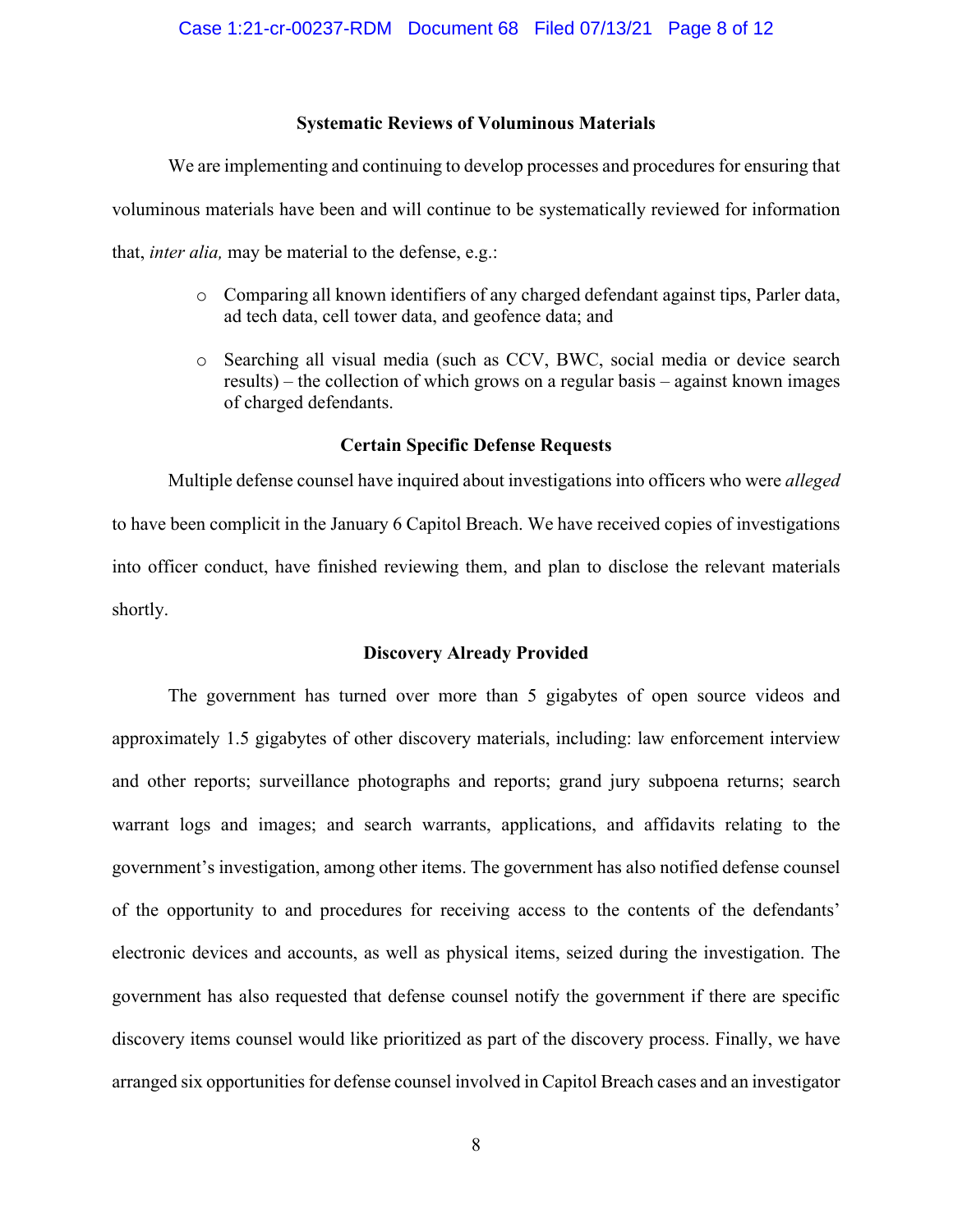### Systematic Reviews of Voluminous Materials

We are implementing and continuing to develop processes and procedures for ensuring that voluminous materials have been and will continue to be systematically reviewed for information that, *inter alia,* may be material to the defense, e.g.:

- Comparing all known identifiers of any charged defendant against tips, Parler data, ad tech data, cell tower data, and geofence data; and
- Searching all visual media (such as CCV, BWC, social media or device search results) – the collection of which grows on a regular basis – against known images of charged defendants.

### Certain Specific Defense Requests

Multiple defense counsel have inquired about investigations into officers who were *alleged* to have been complicit in the January 6 Capitol Breach. We have received copies of investigations into officer conduct, have finished reviewing them, and plan to disclose the relevant materials shortly.

### Discovery Already Provided

The government has turned over more than 5 gigabytes of open source videos and approximately 1.5 gigabytes of other discovery materials, including: law enforcement interview and other reports; surveillance photographs and reports; grand jury subpoena returns; search warrant logs and images; and search warrants, applications, and affidavits relating to the government's investigation, among other items. The government has also notified defense counsel of the opportunity to and procedures for receiving access to the contents of the defendants' electronic devices and accounts, as well as physical items, seized during the investigation. The government has also requested that defense counsel notify the government if there are specific discovery items counsel would like prioritized as part of the discovery process. Finally, we have arranged six opportunities for defense counsel involved in Capitol Breach cases and an investigator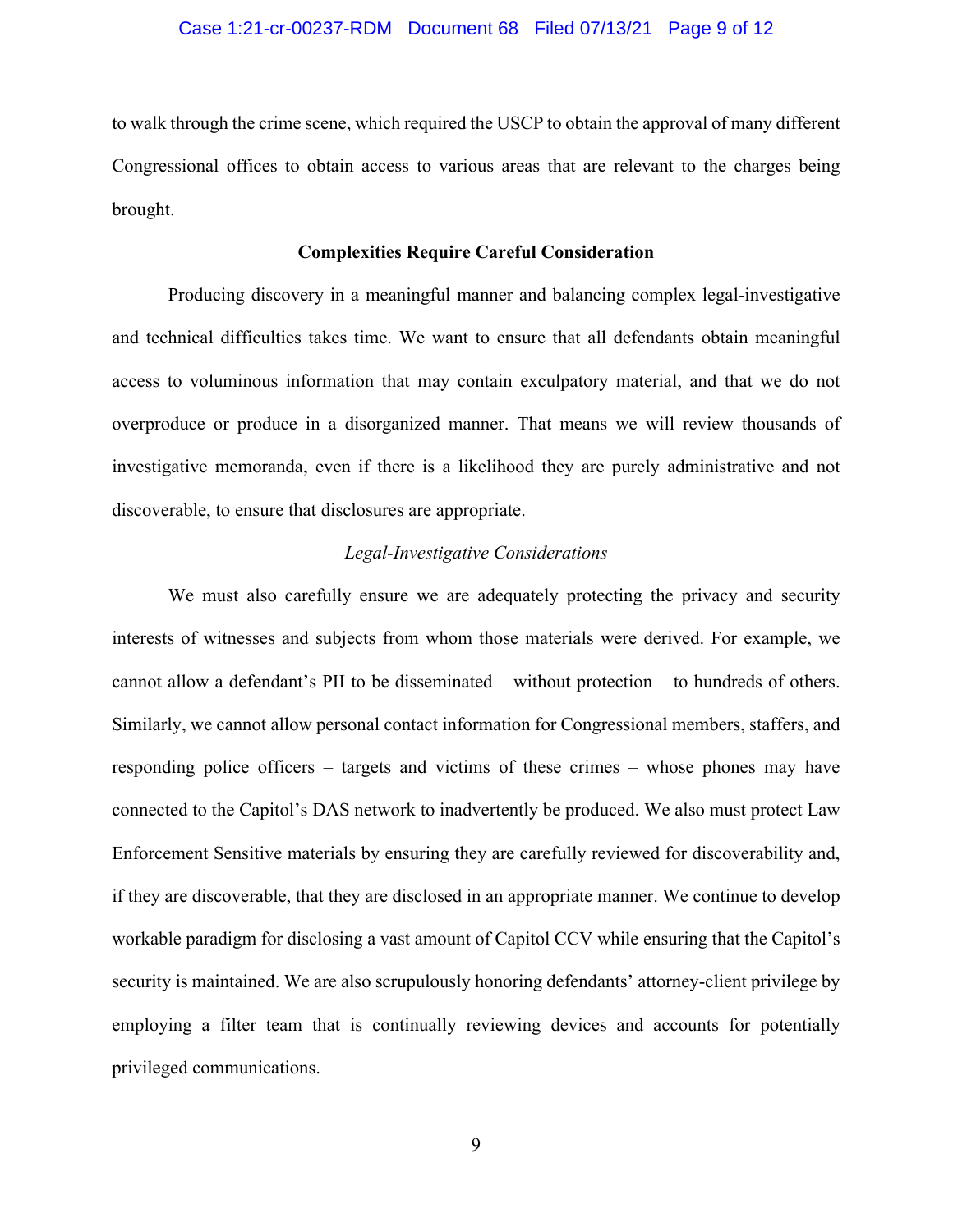to walk through the crime scene, which required the USCP to obtain the approval of many different Congressional offices to obtain access to various areas that are relevant to the charges being brought.

**Complexities Require Careful Consideration**

Producing discovery in a meaningful manner and balancing complex legal-investigative and technical difficulties takes time. We want to ensure that all defendants obtain meaningful access to voluminous information that may contain exculpatory material, and that we do not overproduce or produce in a disorganized manner. That means we will review thousands of investigative memoranda, even if there is a likelihood they are purely administrative and not discoverable, to ensure that disclosures are appropriate.

*Legal-Investigative Considerations*

We must also carefully ensure we are adequately protecting the privacy and security interests of witnesses and subjects from whom those materials were derived. For example, we cannot allow a defendant's PII to be disseminated – without protection – to hundreds of others. Similarly, we cannot allow personal contact information for Congressional members, staffers, and responding police officers – targets and victims of these crimes – whose phones may have connected to the Capitol's DAS network to inadvertently be produced. We also must protect Law Enforcement Sensitive materials by ensuring they are carefully reviewed for discoverability and, if they are discoverable, that they are disclosed in an appropriate manner. We continue to develop workable paradigm for disclosing a vast amount of Capitol CCV while ensuring that the Capitol's security is maintained. We are also scrupulously honoring defendants' attorney-client privilege by employing a filter team that is continually reviewing devices and accounts for potentially privileged communications.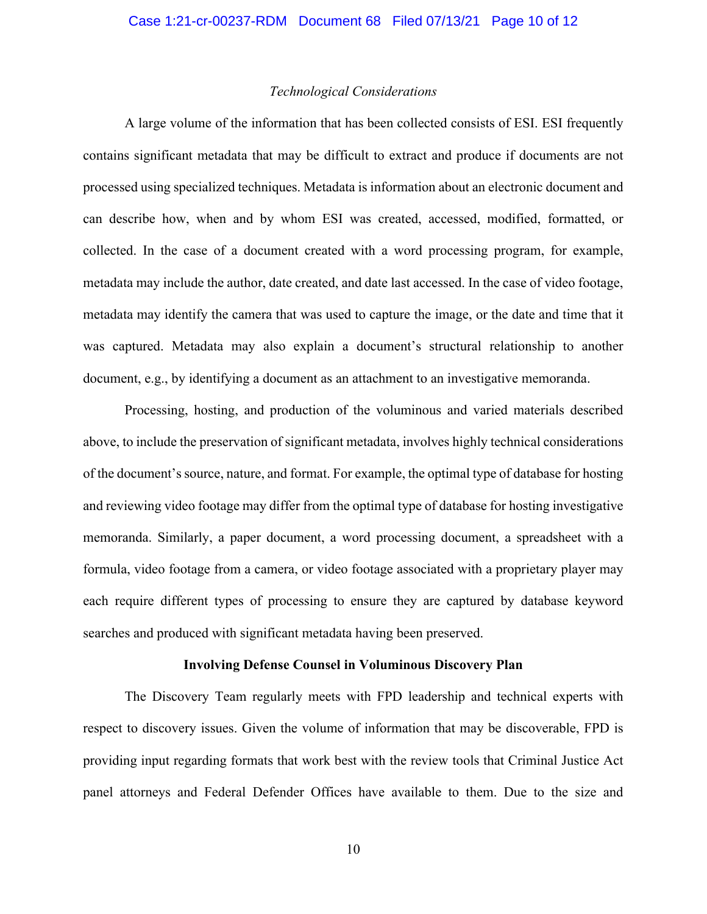*Technological Considerations*

A large volume of the information that has been collected consists of ESI. ESI frequently contains significant metadata that may be difficult to extract and produce if documents are not processed using specialized techniques. Metadata is information about an electronic document and can describe how, when and by whom ESI was created, accessed, modified, formatted, or collected. In the case of a document created with a word processing program, for example, metadata may include the author, date created, and date last accessed. In the case of video footage, metadata may identify the camera that was used to capture the image, or the date and time that it was captured. Metadata may also explain a document's structural relationship to another document, e.g., by identifying a document as an attachment to an investigative memoranda.

Processing, hosting, and production of the voluminous and varied materials described above, to include the preservation of significant metadata, involves highly technical considerations of the document's source, nature, and format. For example, the optimal type of database for hosting and reviewing video footage may differ from the optimal type of database for hosting investigative memoranda. Similarly, a paper document, a word processing document, a spreadsheet with a formula, video footage from a camera, or video footage associated with a proprietary player may each require different types of processing to ensure they are captured by database keyword searches and produced with significant metadata having been preserved.

**Involving Defense Counsel in Voluminous Discovery Plan**

The Discovery Team regularly meets with FPD leadership and technical experts with respect to discovery issues. Given the volume of information that may be discoverable, FPD is providing input regarding formats that work best with the review tools that Criminal Justice Act panel attorneys and Federal Defender Offices have available to them. Due to the size and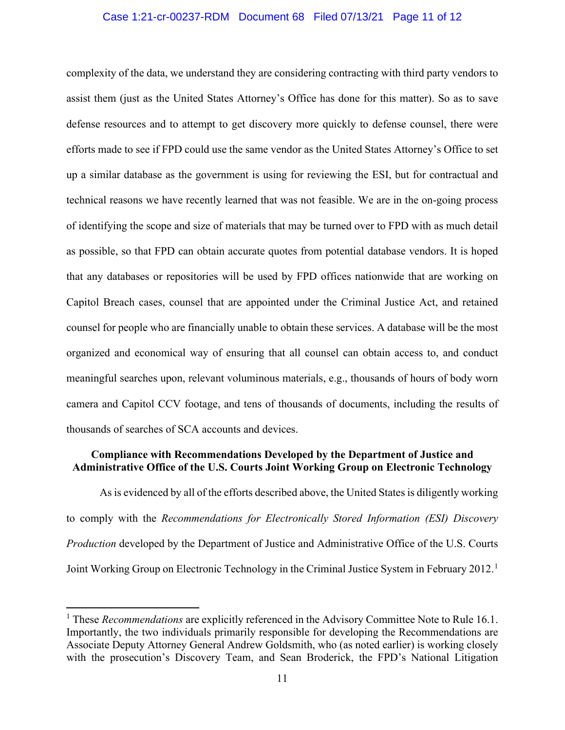complexity of the data, we understand they are considering contracting with third party vendors to assist them (just as the United States Attorney's Office has done for this matter). So as to save defense resources and to attempt to get discovery more quickly to defense counsel, there were efforts made to see if FPD could use the same vendor as the United States Attorney's Office to set up a similar database as the government is using for reviewing the ESI, but for contractual and technical reasons we have recently learned that was not feasible. We are in the on-going process of identifying the scope and size of materials that may be turned over to FPD with as much detail as possible, so that FPD can obtain accurate quotes from potential database vendors. It is hoped that any databases or repositories will be used by FPD offices nationwide that are working on Capitol Breach cases, counsel that are appointed under the Criminal Justice Act, and retained counsel for people who are financially unable to obtain these services. A database will be the most organized and economical way of ensuring that all counsel can obtain access to, and conduct meaningful searches upon, relevant voluminous materials, e.g., thousands of hours of body worn camera and Capitol CCV footage, and tens of thousands of documents, including the results of thousands of searches of SCA accounts and devices.

**Compliance with Recommendations Developed by the Department of Justice and Administrative Office of the U.S. Courts Joint Working Group on Electronic Technology**

As is evidenced by all of the efforts described above, the United States is diligently working to comply with the *Recommendations for Electronically Stored Information (ESI) Discovery Production* developed by the Department of Justice and Administrative Office of the U.S. Courts Joint Working Group on Electronic Technology in the Criminal Justice System in February 2012.[1]

---

[1] These *Recommendations* are explicitly referenced in the Advisory Committee Note to Rule 16.1. Importantly, the two individuals primarily responsible for developing the Recommendations are Associate Deputy Attorney General Andrew Goldsmith, who (as noted earlier) is working closely with the prosecution's Discovery Team, and Sean Broderick, the FPD's National Litigation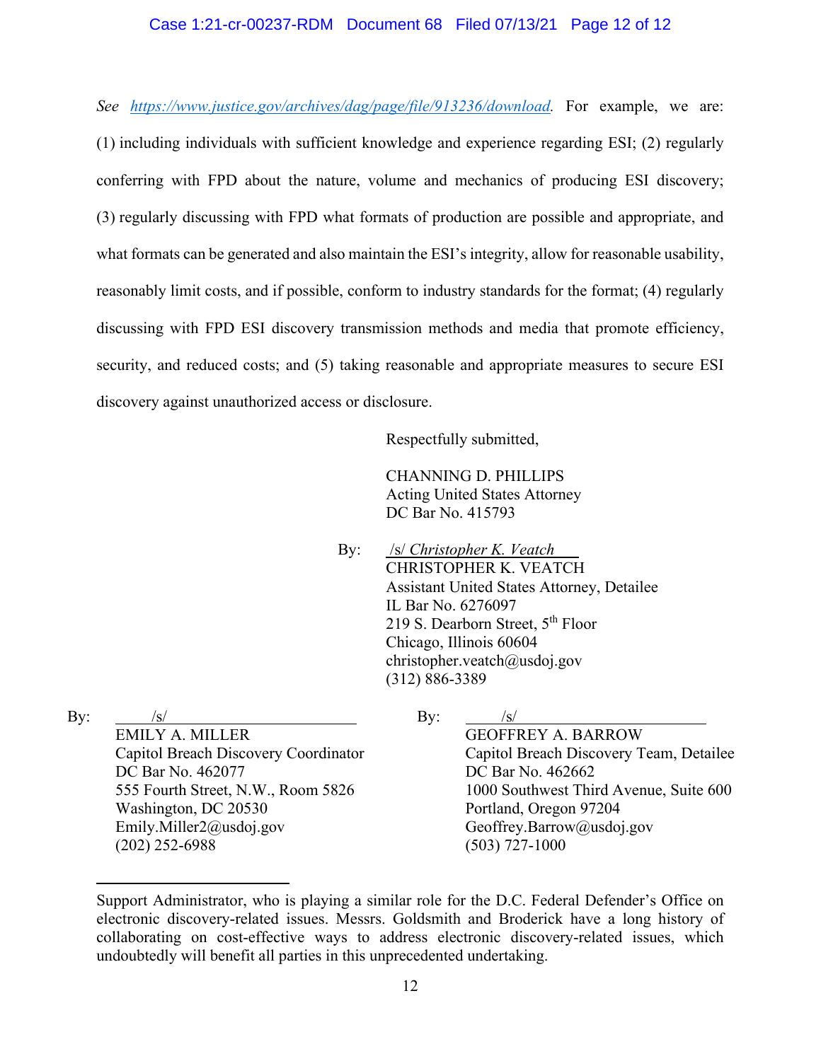*See* https://www.justice.gov/archives/dag/page/file/913236/download. For example, we are: (1) including individuals with sufficient knowledge and experience regarding ESI; (2) regularly conferring with FPD about the nature, volume and mechanics of producing ESI discovery; (3) regularly discussing with FPD what formats of production are possible and appropriate, and what formats can be generated and also maintain the ESI's integrity, allow for reasonable usability, reasonably limit costs, and if possible, conform to industry standards for the format; (4) regularly discussing with FPD ESI discovery transmission methods and media that promote efficiency, security, and reduced costs; and (5) taking reasonable and appropriate measures to secure ESI discovery against unauthorized access or disclosure.

Respectfully submitted,

CHANNING D. PHILLIPS
Acting United States Attorney
DC Bar No. 415793

By: /s/ *Christopher K. Veatch*
CHRISTOPHER K. VEATCH
Assistant United States Attorney, Detailee
IL Bar No. 6276097
219 S. Dearborn Street, 5th Floor
Chicago, Illinois 60604
christopher.veatch@usdoj.gov
(312) 886-3389

By: /s/
EMILY A. MILLER
Capitol Breach Discovery Coordinator
DC Bar No. 462077
555 Fourth Street, N.W., Room 5826
Washington, DC 20530
Emily.Miller2@usdoj.gov
(202) 252-6988

By: /s/
GEOFFREY A. BARROW
Capitol Breach Discovery Team, Detailee
DC Bar No. 462662
1000 Southwest Third Avenue, Suite 600
Portland, Oregon 97204
Geoffrey.Barrow@usdoj.gov
(503) 727-1000

---

Support Administrator, who is playing a similar role for the D.C. Federal Defender's Office on electronic discovery-related issues. Messrs. Goldsmith and Broderick have a long history of collaborating on cost-effective ways to address electronic discovery-related issues, which undoubtedly will benefit all parties in this unprecedented undertaking.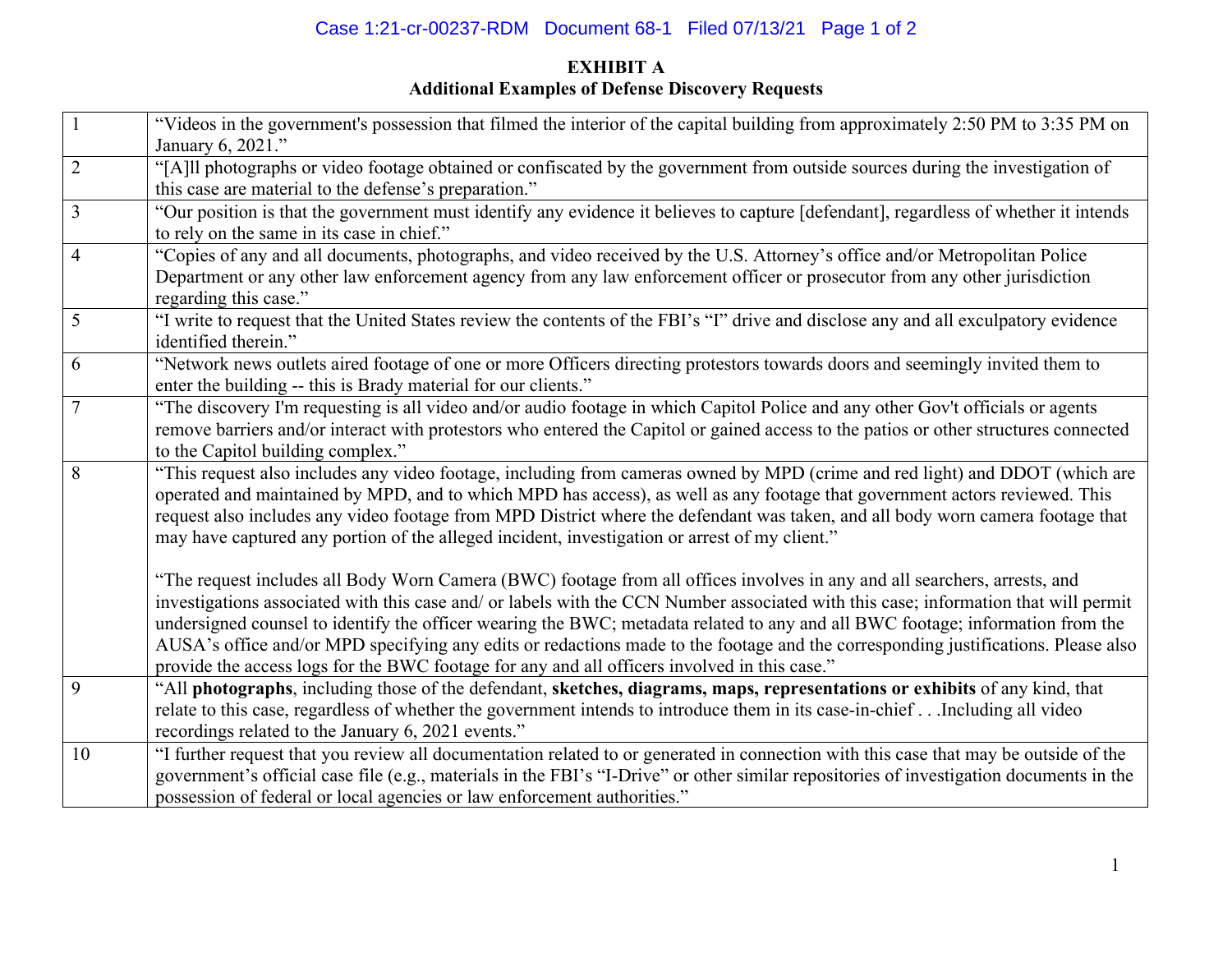**EXHIBIT A**
**Additional Examples of Defense Discovery Requests**

| | |
|---|---|
| 1 | "Videos in the government's possession that filmed the interior of the capital building from approximately 2:50 PM to 3:35 PM on January 6, 2021." |
| 2 | "[A]ll photographs or video footage obtained or confiscated by the government from outside sources during the investigation of this case are material to the defense's preparation." |
| 3 | "Our position is that the government must identify any evidence it believes to capture [defendant], regardless of whether it intends to rely on the same in its case in chief." |
| 4 | "Copies of any and all documents, photographs, and video received by the U.S. Attorney's office and/or Metropolitan Police Department or any other law enforcement agency from any law enforcement officer or prosecutor from any other jurisdiction regarding this case." |
| 5 | "I write to request that the United States review the contents of the FBI's "I" drive and disclose any and all exculpatory evidence identified therein." |
| 6 | "Network news outlets aired footage of one or more Officers directing protestors towards doors and seemingly invited them to enter the building -- this is Brady material for our clients." |
| 7 | "The discovery I'm requesting is all video and/or audio footage in which Capitol Police and any other Gov't officials or agents remove barriers and/or interact with protestors who entered the Capitol or gained access to the patios or other structures connected to the Capitol building complex." |
| 8 | "This request also includes any video footage, including from cameras owned by MPD (crime and red light) and DDOT (which are operated and maintained by MPD, and to which MPD has access), as well as any footage that government actors reviewed. This request also includes any video footage from MPD District where the defendant was taken, and all body worn camera footage that may have captured any portion of the alleged incident, investigation or arrest of my client."<br><br>"The request includes all Body Worn Camera (BWC) footage from all offices involves in any and all searchers, arrests, and investigations associated with this case and/ or labels with the CCN Number associated with this case; information that will permit undersigned counsel to identify the officer wearing the BWC; metadata related to any and all BWC footage; information from the AUSA's office and/or MPD specifying any edits or redactions made to the footage and the corresponding justifications. Please also provide the access logs for the BWC footage for any and all officers involved in this case." |
| 9 | "All **photographs**, including those of the defendant, **sketches, diagrams, maps, representations or exhibits** of any kind, that relate to this case, regardless of whether the government intends to introduce them in its case-in-chief . . .Including all video recordings related to the January 6, 2021 events." |
| 10 | "I further request that you review all documentation related to or generated in connection with this case that may be outside of the government's official case file (e.g., materials in the FBI's "I-Drive" or other similar repositories of investigation documents in the possession of federal or local agencies or law enforcement authorities." |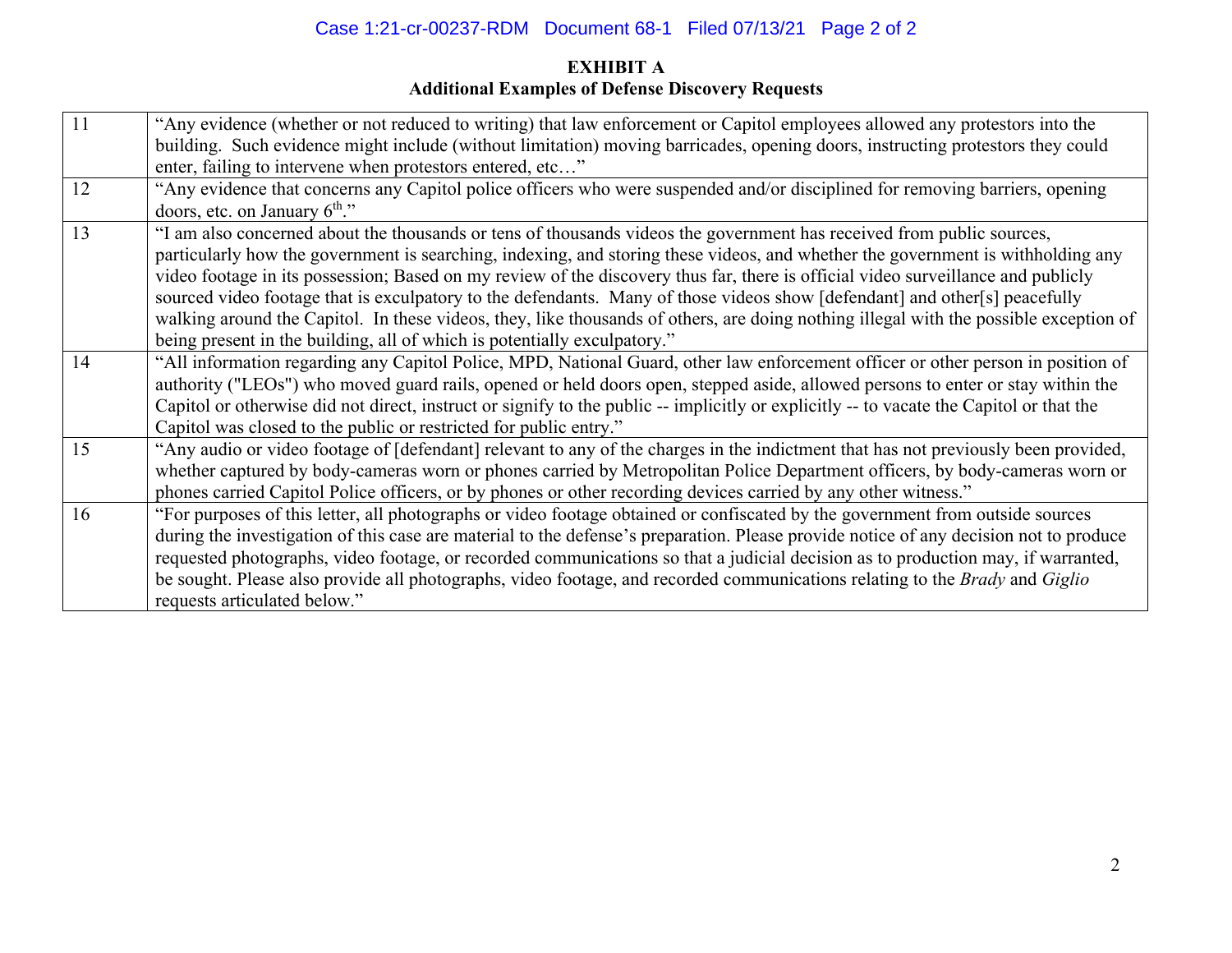**EXHIBIT A**
**Additional Examples of Defense Discovery Requests**

| | |
|---|---|
| 11 | "Any evidence (whether or not reduced to writing) that law enforcement or Capitol employees allowed any protestors into the building. Such evidence might include (without limitation) moving barricades, opening doors, instructing protestors they could enter, failing to intervene when protestors entered, etc…" |
| 12 | "Any evidence that concerns any Capitol police officers who were suspended and/or disciplined for removing barriers, opening doors, etc. on January 6th." |
| 13 | "I am also concerned about the thousands or tens of thousands videos the government has received from public sources, particularly how the government is searching, indexing, and storing these videos, and whether the government is withholding any video footage in its possession; Based on my review of the discovery thus far, there is official video surveillance and publicly sourced video footage that is exculpatory to the defendants. Many of those videos show [defendant] and other[s] peacefully walking around the Capitol. In these videos, they, like thousands of others, are doing nothing illegal with the possible exception of being present in the building, all of which is potentially exculpatory." |
| 14 | "All information regarding any Capitol Police, MPD, National Guard, other law enforcement officer or other person in position of authority ("LEOs") who moved guard rails, opened or held doors open, stepped aside, allowed persons to enter or stay within the Capitol or otherwise did not direct, instruct or signify to the public -- implicitly or explicitly -- to vacate the Capitol or that the Capitol was closed to the public or restricted for public entry." |
| 15 | "Any audio or video footage of [defendant] relevant to any of the charges in the indictment that has not previously been provided, whether captured by body-cameras worn or phones carried by Metropolitan Police Department officers, by body-cameras worn or phones carried Capitol Police officers, or by phones or other recording devices carried by any other witness." |
| 16 | "For purposes of this letter, all photographs or video footage obtained or confiscated by the government from outside sources during the investigation of this case are material to the defense's preparation. Please provide notice of any decision not to produce requested photographs, video footage, or recorded communications so that a judicial decision as to production may, if warranted, be sought. Please also provide all photographs, video footage, and recorded communications relating to the *Brady* and *Giglio* requests articulated below." |